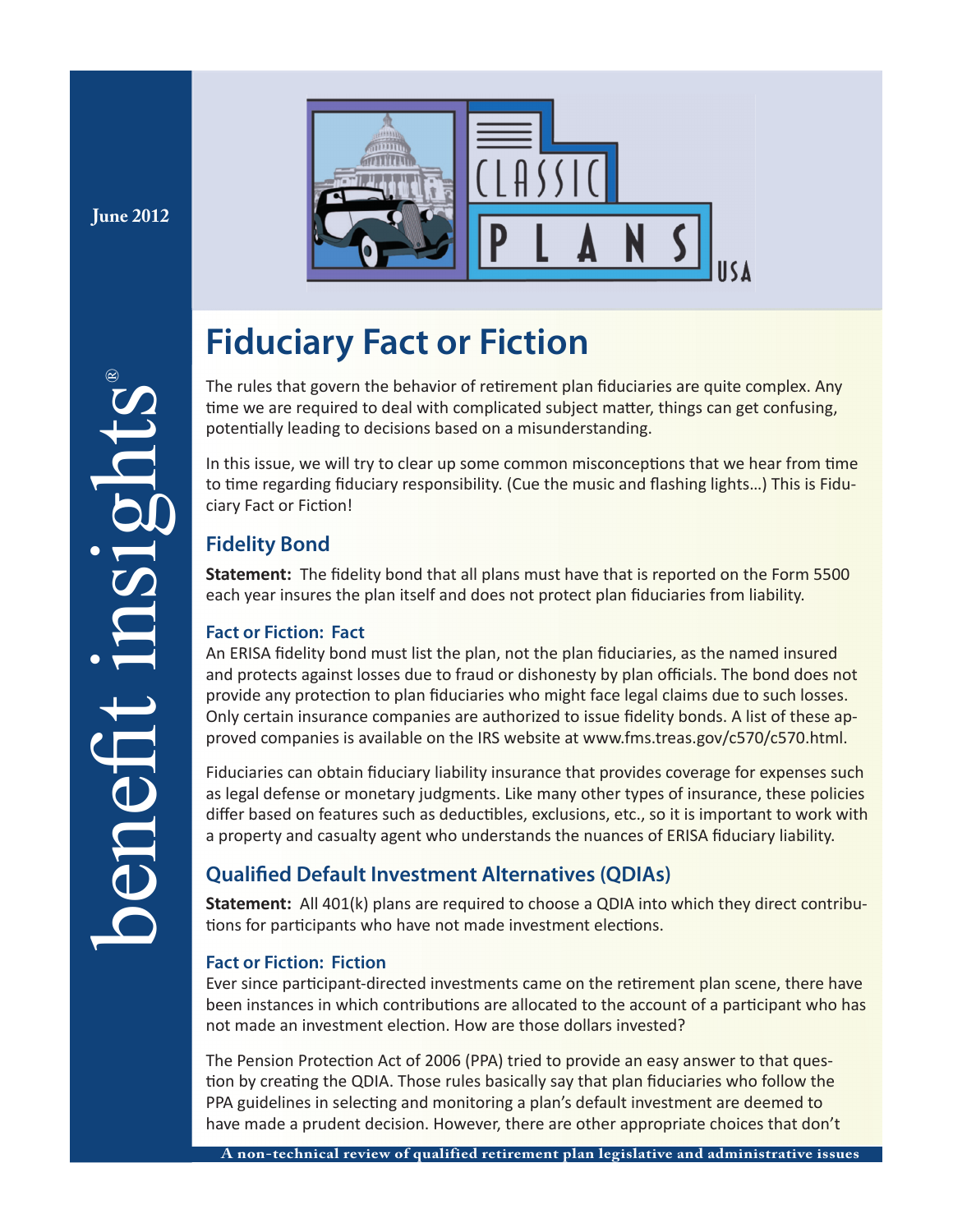June 2012

# Fiduciary Fact or Fiction

The rules that govern the behavior of retirement plan fiduciaries are quite complex. Any time we are required to deal with complicated subject matter, things can get confusing, potentially leading to decisions based on a misunderstanding.

In this issue, we will try to clear up some common misconceptions that we hear from time to time regarding fiduciary responsibility. (Cue the music and flashing lights...) This is Fiduciary Fact or Fiction!

## Fidelity Bond

**Statement:** The fidelity bond that all plans must have that is reported on the Form 5500 each year insures the plan itself and does not protect plan fiduciaries from liability.

### Fact or Fiction: Fact

An ERISA fidelity bond must list the plan, not the plan fiduciaries, as the named insured and protects against losses due to fraud or dishonesty by plan officials. The bond does not provide any protection to plan fiduciaries who might face legal claims due to such losses. Only certain insurance companies are authorized to issue fidelity bonds. A list of these approved companies is available on the IRS website at www.fms.treas.gov/c570/c570.html.

Fiduciaries can obtain fiduciary liability insurance that provides coverage for expenses such as legal defense or monetary judgments. Like many other types of insurance, these policies differ based on features such as deductibles, exclusions, etc., so it is important to work with a property and casualty agent who understands the nuances of ERISA fiduciary liability.

## Qualified Default Investment Alternatives (QDIAs)

**Statement:** All 401(k) plans are required to choose a QDIA into which they direct contributions for participants who have not made investment elections.

### Fact or Fiction: Fiction

Ever since participant-directed investments came on the retirement plan scene, there have been instances in which contributions are allocated to the account of a participant who has not made an investment election. How are those dollars invested?

The Pension Protection Act of 2006 (PPA) tried to provide an easy answer to that question by creating the QDIA. Those rules basically say that plan fiduciaries who follow the PPA guidelines in selecting and monitoring a plan's default investment are deemed to have made a prudent decision. However, there are other appropriate choices that don't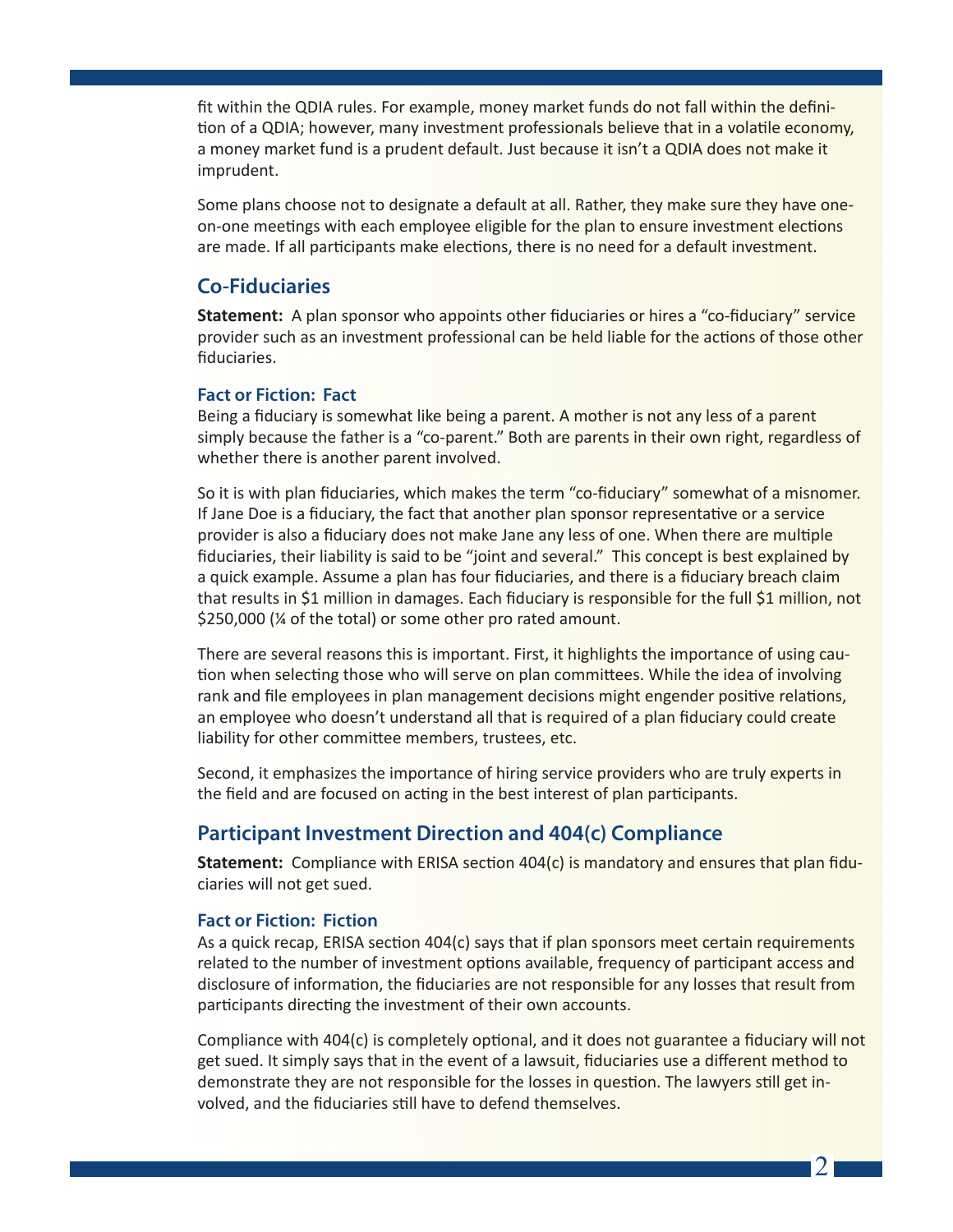fit within the QDIA rules. For example, money market funds do not fall within the definition of a QDIA; however, many investment professionals believe that in a volatile economy, a money market fund is a prudent default. Just because it isn't a QDIA does not make it imprudent.

Some plans choose not to designate a default at all. Rather, they make sure they have one-on-one meetings with each employee eligible for the plan to ensure investment elections are made. If all participants make elections, there is no need for a default investment.

## Co-Fiduciaries

**Statement:** A plan sponsor who appoints other fiduciaries or hires a "co-fiduciary" service provider such as an investment professional can be held liable for the actions of those other fiduciaries.

### Fact or Fiction: Fact

Being a fiduciary is somewhat like being a parent. A mother is not any less of a parent simply because the father is a "co-parent." Both are parents in their own right, regardless of whether there is another parent involved.

So it is with plan fiduciaries, which makes the term "co-fiduciary" somewhat of a misnomer. If Jane Doe is a fiduciary, the fact that another plan sponsor representative or a service provider is also a fiduciary does not make Jane any less of one. When there are multiple fiduciaries, their liability is said to be "joint and several." This concept is best explained by a quick example. Assume a plan has four fiduciaries, and there is a fiduciary breach claim that results in $1 million in damages. Each fiduciary is responsible for the full $1 million, not $250,000 (¼ of the total) or some other pro rated amount.

There are several reasons this is important. First, it highlights the importance of using caution when selecting those who will serve on plan committees. While the idea of involving rank and file employees in plan management decisions might engender positive relations, an employee who doesn't understand all that is required of a plan fiduciary could create liability for other committee members, trustees, etc.

Second, it emphasizes the importance of hiring service providers who are truly experts in the field and are focused on acting in the best interest of plan participants.

## Participant Investment Direction and 404(c) Compliance

**Statement:** Compliance with ERISA section 404(c) is mandatory and ensures that plan fiduciaries will not get sued.

### Fact or Fiction: Fiction

As a quick recap, ERISA section 404(c) says that if plan sponsors meet certain requirements related to the number of investment options available, frequency of participant access and disclosure of information, the fiduciaries are not responsible for any losses that result from participants directing the investment of their own accounts.

Compliance with 404(c) is completely optional, and it does not guarantee a fiduciary will not get sued. It simply says that in the event of a lawsuit, fiduciaries use a different method to demonstrate they are not responsible for the losses in question. The lawyers still get involved, and the fiduciaries still have to defend themselves.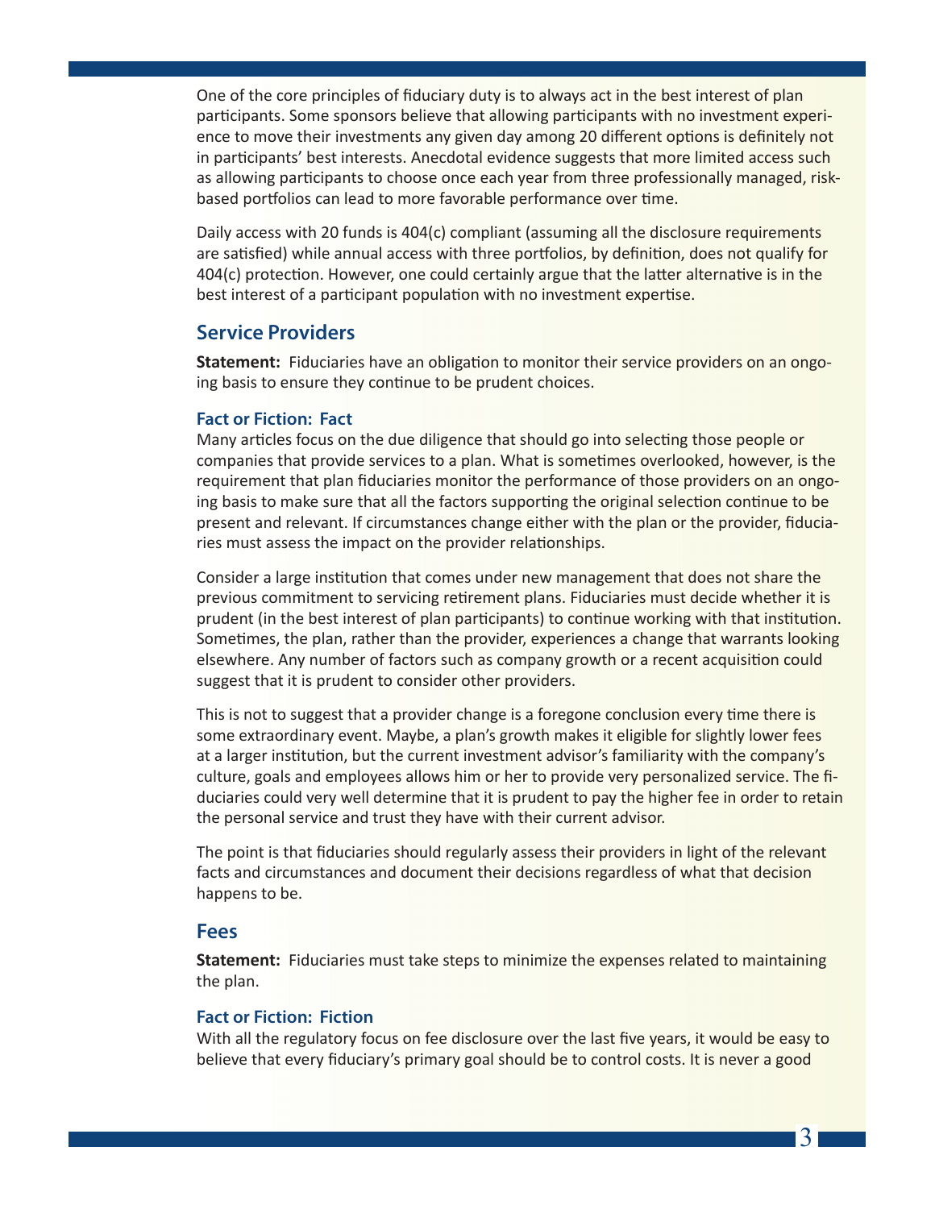One of the core principles of fiduciary duty is to always act in the best interest of plan participants. Some sponsors believe that allowing participants with no investment experience to move their investments any given day among 20 different options is definitely not in participants' best interests. Anecdotal evidence suggests that more limited access such as allowing participants to choose once each year from three professionally managed, risk-based portfolios can lead to more favorable performance over time.

Daily access with 20 funds is 404(c) compliant (assuming all the disclosure requirements are satisfied) while annual access with three portfolios, by definition, does not qualify for 404(c) protection. However, one could certainly argue that the latter alternative is in the best interest of a participant population with no investment expertise.

## Service Providers

**Statement:** Fiduciaries have an obligation to monitor their service providers on an ongoing basis to ensure they continue to be prudent choices.

### Fact or Fiction: Fact

Many articles focus on the due diligence that should go into selecting those people or companies that provide services to a plan. What is sometimes overlooked, however, is the requirement that plan fiduciaries monitor the performance of those providers on an ongoing basis to make sure that all the factors supporting the original selection continue to be present and relevant. If circumstances change either with the plan or the provider, fiduciaries must assess the impact on the provider relationships.

Consider a large institution that comes under new management that does not share the previous commitment to servicing retirement plans. Fiduciaries must decide whether it is prudent (in the best interest of plan participants) to continue working with that institution. Sometimes, the plan, rather than the provider, experiences a change that warrants looking elsewhere. Any number of factors such as company growth or a recent acquisition could suggest that it is prudent to consider other providers.

This is not to suggest that a provider change is a foregone conclusion every time there is some extraordinary event. Maybe, a plan's growth makes it eligible for slightly lower fees at a larger institution, but the current investment advisor's familiarity with the company's culture, goals and employees allows him or her to provide very personalized service. The fiduciaries could very well determine that it is prudent to pay the higher fee in order to retain the personal service and trust they have with their current advisor.

The point is that fiduciaries should regularly assess their providers in light of the relevant facts and circumstances and document their decisions regardless of what that decision happens to be.

## Fees

**Statement:** Fiduciaries must take steps to minimize the expenses related to maintaining the plan.

### Fact or Fiction: Fiction

With all the regulatory focus on fee disclosure over the last five years, it would be easy to believe that every fiduciary's primary goal should be to control costs. It is never a good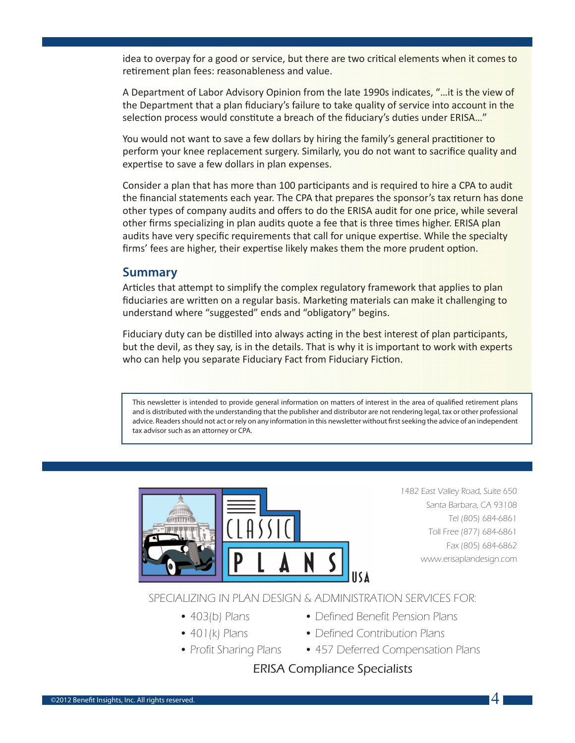idea to overpay for a good or service, but there are two critical elements when it comes to retirement plan fees: reasonableness and value.

A Department of Labor Advisory Opinion from the late 1990s indicates, "…it is the view of the Department that a plan fiduciary's failure to take quality of service into account in the selection process would constitute a breach of the fiduciary's duties under ERISA…"

You would not want to save a few dollars by hiring the family's general practitioner to perform your knee replacement surgery. Similarly, you do not want to sacrifice quality and expertise to save a few dollars in plan expenses.

Consider a plan that has more than 100 participants and is required to hire a CPA to audit the financial statements each year. The CPA that prepares the sponsor's tax return has done other types of company audits and offers to do the ERISA audit for one price, while several other firms specializing in plan audits quote a fee that is three times higher. ERISA plan audits have very specific requirements that call for unique expertise. While the specialty firms' fees are higher, their expertise likely makes them the more prudent option.

## Summary

Articles that attempt to simplify the complex regulatory framework that applies to plan fiduciaries are written on a regular basis. Marketing materials can make it challenging to understand where "suggested" ends and "obligatory" begins.

Fiduciary duty can be distilled into always acting in the best interest of plan participants, but the devil, as they say, is in the details. That is why it is important to work with experts who can help you separate Fiduciary Fact from Fiduciary Fiction.

This newsletter is intended to provide general information on matters of interest in the area of qualified retirement plans and is distributed with the understanding that the publisher and distributor are not rendering legal, tax or other professional advice. Readers should not act or rely on any information in this newsletter without first seeking the advice of an independent tax advisor such as an attorney or CPA.

CLASSIC PLANS USA

1482 East Valley Road, Suite 650
Santa Barbara, CA 93108
Tel (805) 684-6861
Toll Free (877) 684-6861
Fax (805) 684-6862
www.erisaplandesign.com

SPECIALIZING IN PLAN DESIGN & ADMINISTRATION SERVICES FOR:

- 403(b) Plans
- 401(k) Plans
- Profit Sharing Plans
- Defined Benefit Pension Plans
- Defined Contribution Plans
- 457 Deferred Compensation Plans

*ERISA Compliance Specialists*

©2012 Benefit Insights, Inc. All rights reserved.